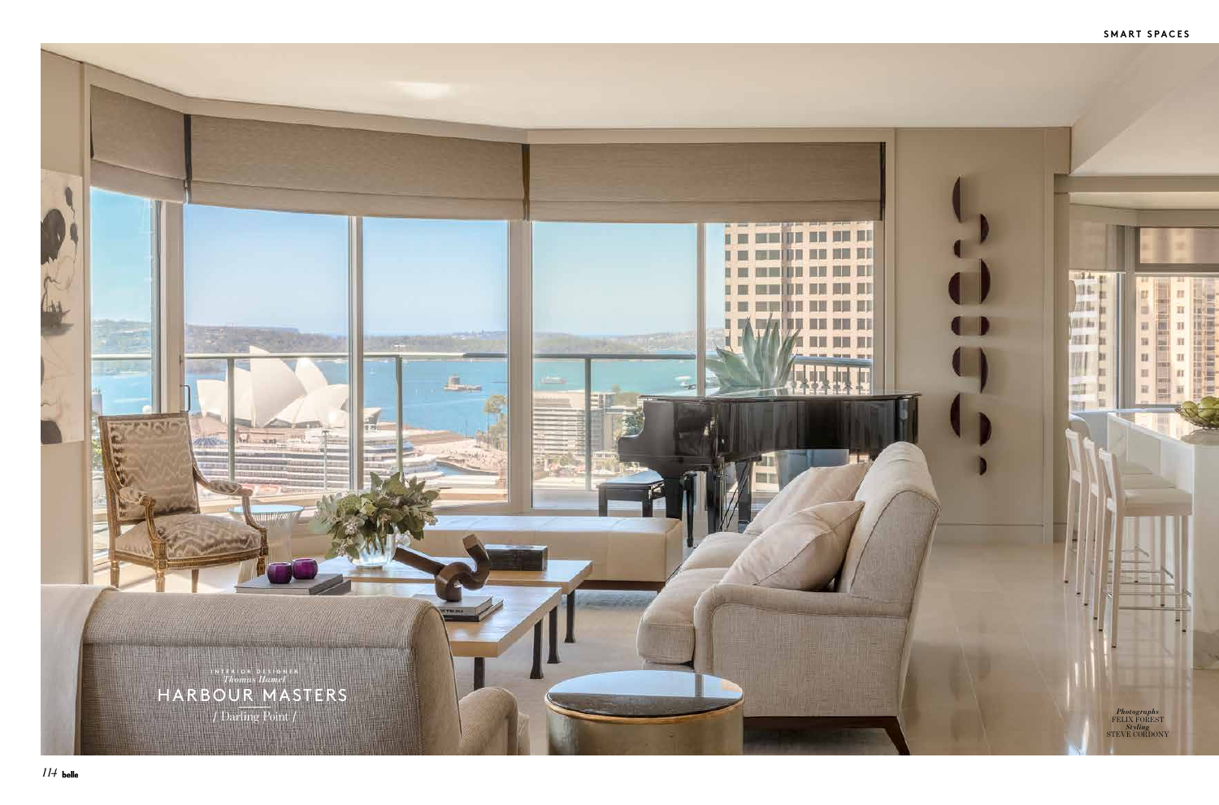INTERIOR DESIGNER
*Thomas Hamel*

# HARBOUR MASTERS

/ Darling Point /

***Photographs***
FELIX FOREST
***Styling***
STEVE CORDONY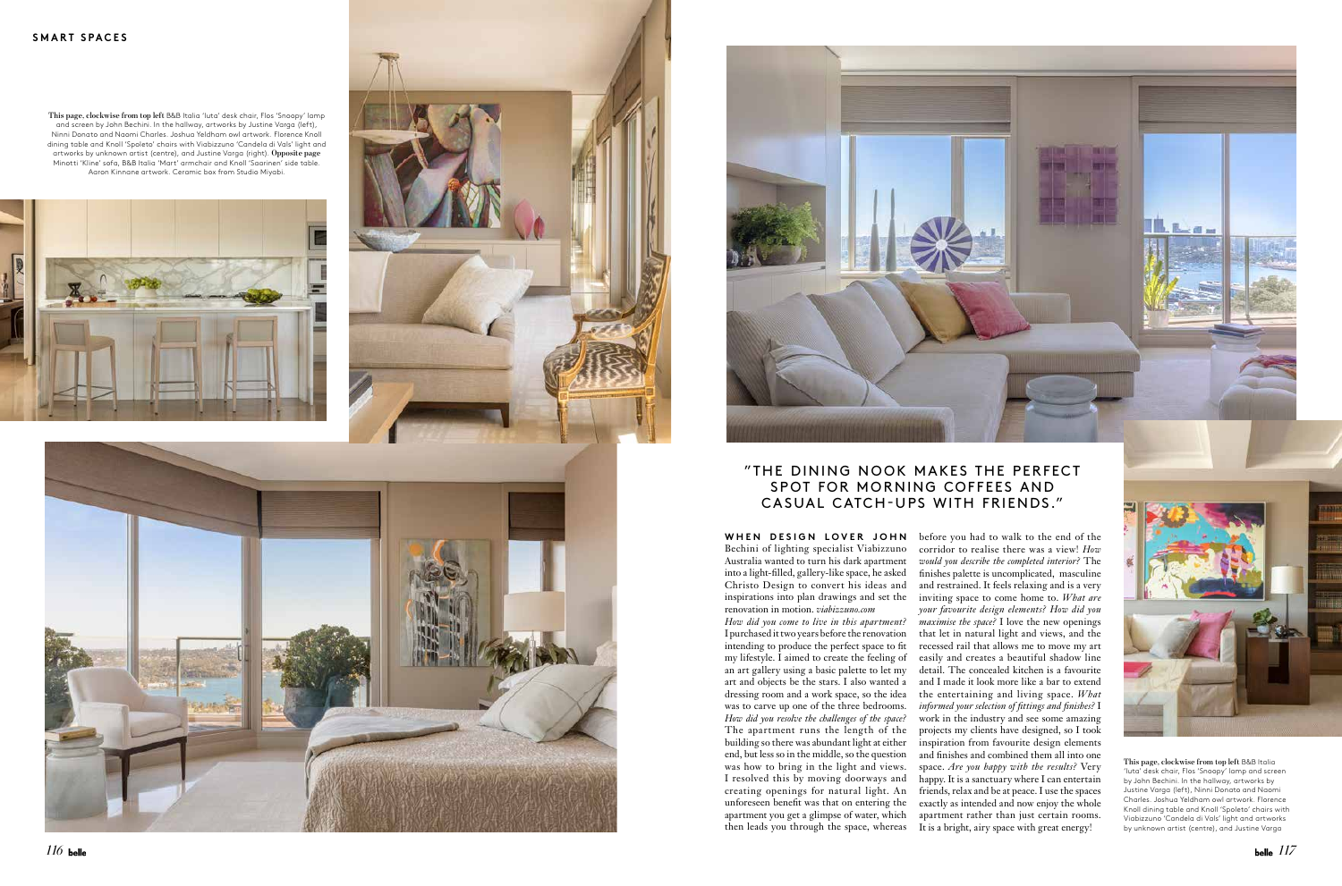**SMART SPACES**

**This page, clockwise from top left** B&B Italia 'Iuta' desk chair, Flos 'Snoopy' lamp and screen by John Bechini. In the hallway, artworks by Justine Varga (left), Ninni Donato and Naomi Charles. Joshua Yeldham owl artwork. Florence Knoll dining table and Knoll 'Spoleto' chairs with Viabizzuno 'Candela di Vals' light and artworks by unknown artist (centre), and Justine Varga (right). **Opposite page** Minotti 'Kline' sofa, B&B Italia 'Mart' armchair and Knoll 'Saarinen' side table. Aaron Kinnane artwork. Ceramic box from Studio Miyabi.

## "THE DINING NOOK MAKES THE PERFECT SPOT FOR MORNING COFFEES AND CASUAL CATCH-UPS WITH FRIENDS."

**WHEN DESIGN LOVER JOHN** Bechini of lighting specialist Viabizzuno Australia wanted to turn his dark apartment into a light-filled, gallery-like space, he asked Christo Design to convert his ideas and inspirations into plan drawings and set the renovation in motion. *viabizzuno.com*

*How did you come to live in this apartment?* I purchased it two years before the renovation intending to produce the perfect space to fit my lifestyle. I aimed to create the feeling of an art gallery using a basic palette to let my art and objects be the stars. I also wanted a dressing room and a work space, so the idea was to carve up one of the three bedrooms. *How did you resolve the challenges of the space?* The apartment runs the length of the building so there was abundant light at either end, but less so in the middle, so the question was how to bring in the light and views. I resolved this by moving doorways and creating openings for natural light. An unforeseen benefit was that on entering the apartment you get a glimpse of water, which then leads you through the space, whereas before you had to walk to the end of the corridor to realise there was a view! *How would you describe the completed interior?* The finishes palette is uncomplicated, masculine and restrained. It feels relaxing and is a very inviting space to come home to. *What are your favourite design elements? How did you maximise the space?* I love the new openings that let in natural light and views, and the recessed rail that allows me to move my art easily and creates a beautiful shadow line detail. The concealed kitchen is a favourite and I made it look more like a bar to extend the entertaining and living space. *What informed your selection of fittings and finishes?* I work in the industry and see some amazing projects my clients have designed, so I took inspiration from favourite design elements and finishes and combined them all into one space. *Are you happy with the results?* Very happy. It is a sanctuary where I can entertain friends, relax and be at peace. I use the spaces exactly as intended and now enjoy the whole apartment rather than just certain rooms. It is a bright, airy space with great energy!

**This page, clockwise from top left** B&B Italia 'Iuta' desk chair, Flos 'Snoopy' lamp and screen by John Bechini. In the hallway, artworks by Justine Varga (left), Ninni Donato and Naomi Charles. Joshua Yeldham owl artwork. Florence Knoll dining table and Knoll 'Spoleto' chairs with Viabizzuno 'Candela di Vals' light and artworks by unknown artist (centre), and Justine Varga